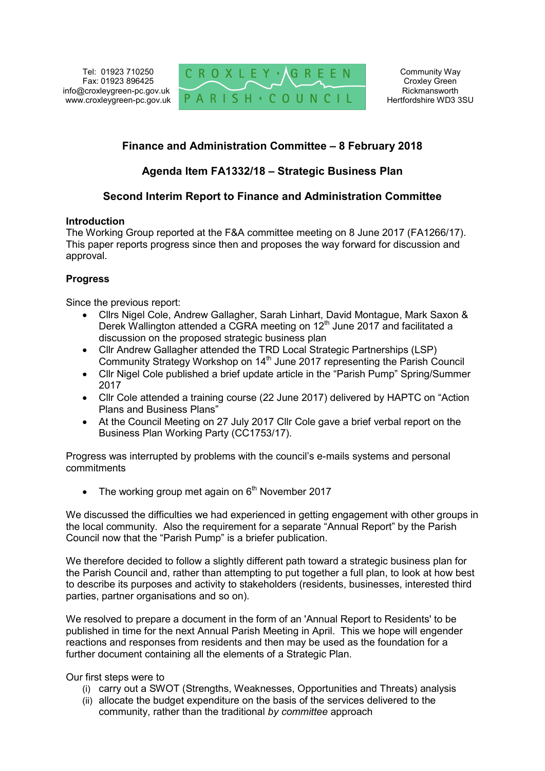Tel: 01923 710250
Fax: 01923 896425
info@croxleygreen-pc.gov.uk
www.croxleygreen-pc.gov.uk

CROXLEY GREEN PARISH COUNCIL

Community Way
Croxley Green
Rickmansworth
Hertfordshire WD3 3SU

## Finance and Administration Committee – 8 February 2018

## Agenda Item FA1332/18 – Strategic Business Plan

## Second Interim Report to Finance and Administration Committee

**Introduction**

The Working Group reported at the F&A committee meeting on 8 June 2017 (FA1266/17). This paper reports progress since then and proposes the way forward for discussion and approval.

**Progress**

Since the previous report:

- Cllrs Nigel Cole, Andrew Gallagher, Sarah Linhart, David Montague, Mark Saxon & Derek Wallington attended a CGRA meeting on 12th June 2017 and facilitated a discussion on the proposed strategic business plan
- Cllr Andrew Gallagher attended the TRD Local Strategic Partnerships (LSP) Community Strategy Workshop on 14th June 2017 representing the Parish Council
- Cllr Nigel Cole published a brief update article in the "Parish Pump" Spring/Summer 2017
- Cllr Cole attended a training course (22 June 2017) delivered by HAPTC on "Action Plans and Business Plans"
- At the Council Meeting on 27 July 2017 Cllr Cole gave a brief verbal report on the Business Plan Working Party (CC1753/17).

Progress was interrupted by problems with the council's e-mails systems and personal commitments

- The working group met again on 6th November 2017

We discussed the difficulties we had experienced in getting engagement with other groups in the local community. Also the requirement for a separate "Annual Report" by the Parish Council now that the "Parish Pump" is a briefer publication.

We therefore decided to follow a slightly different path toward a strategic business plan for the Parish Council and, rather than attempting to put together a full plan, to look at how best to describe its purposes and activity to stakeholders (residents, businesses, interested third parties, partner organisations and so on).

We resolved to prepare a document in the form of an 'Annual Report to Residents' to be published in time for the next Annual Parish Meeting in April. This we hope will engender reactions and responses from residents and then may be used as the foundation for a further document containing all the elements of a Strategic Plan.

Our first steps were to

(i) carry out a SWOT (Strengths, Weaknesses, Opportunities and Threats) analysis
(ii) allocate the budget expenditure on the basis of the services delivered to the community, rather than the traditional *by committee* approach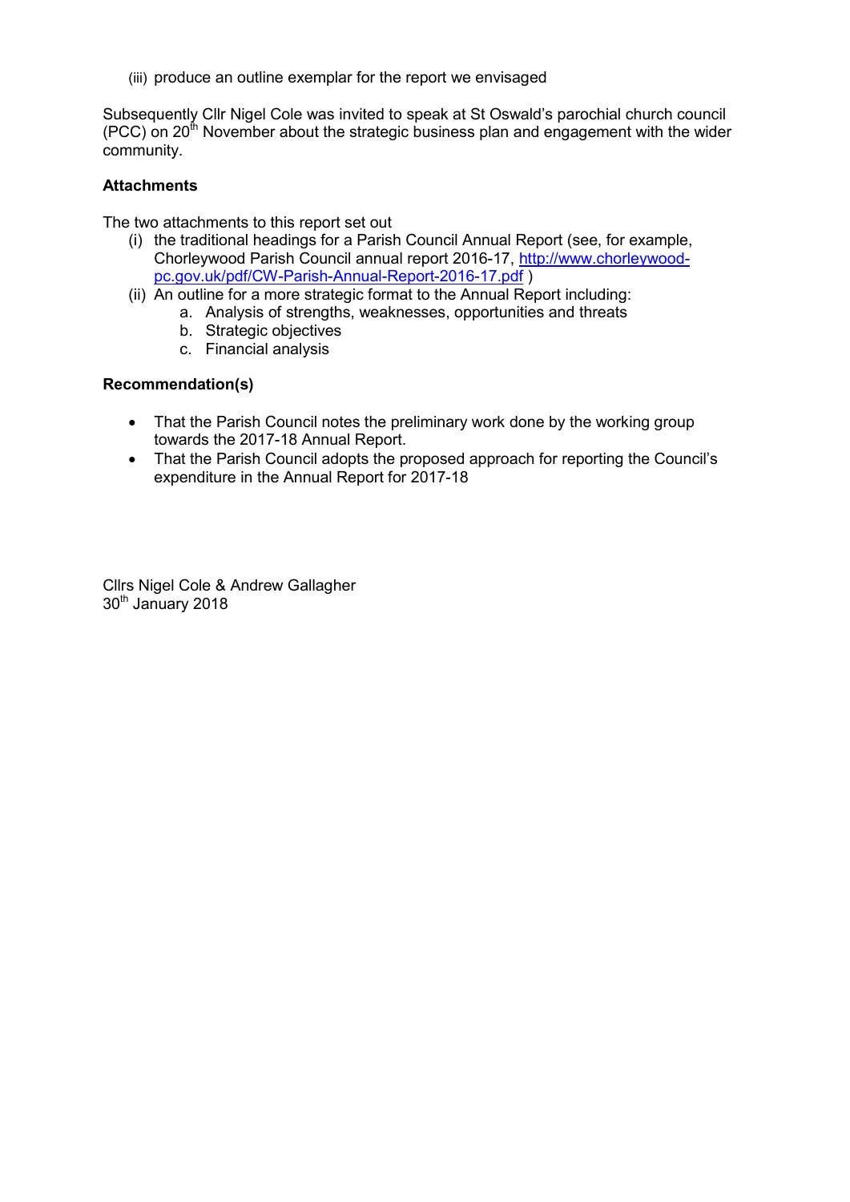(iii) produce an outline exemplar for the report we envisaged

Subsequently Cllr Nigel Cole was invited to speak at St Oswald's parochial church council (PCC) on 20th November about the strategic business plan and engagement with the wider community.

**Attachments**

The two attachments to this report set out

(i) the traditional headings for a Parish Council Annual Report (see, for example, Chorleywood Parish Council annual report 2016-17, [http://www.chorleywood-pc.gov.uk/pdf/CW-Parish-Annual-Report-2016-17.pdf](http://www.chorleywood-pc.gov.uk/pdf/CW-Parish-Annual-Report-2016-17.pdf) )

(ii) An outline for a more strategic format to the Annual Report including:

   a. Analysis of strengths, weaknesses, opportunities and threats
   b. Strategic objectives
   c. Financial analysis

**Recommendation(s)**

- That the Parish Council notes the preliminary work done by the working group towards the 2017-18 Annual Report.
- That the Parish Council adopts the proposed approach for reporting the Council's expenditure in the Annual Report for 2017-18

Cllrs Nigel Cole & Andrew Gallagher
30th January 2018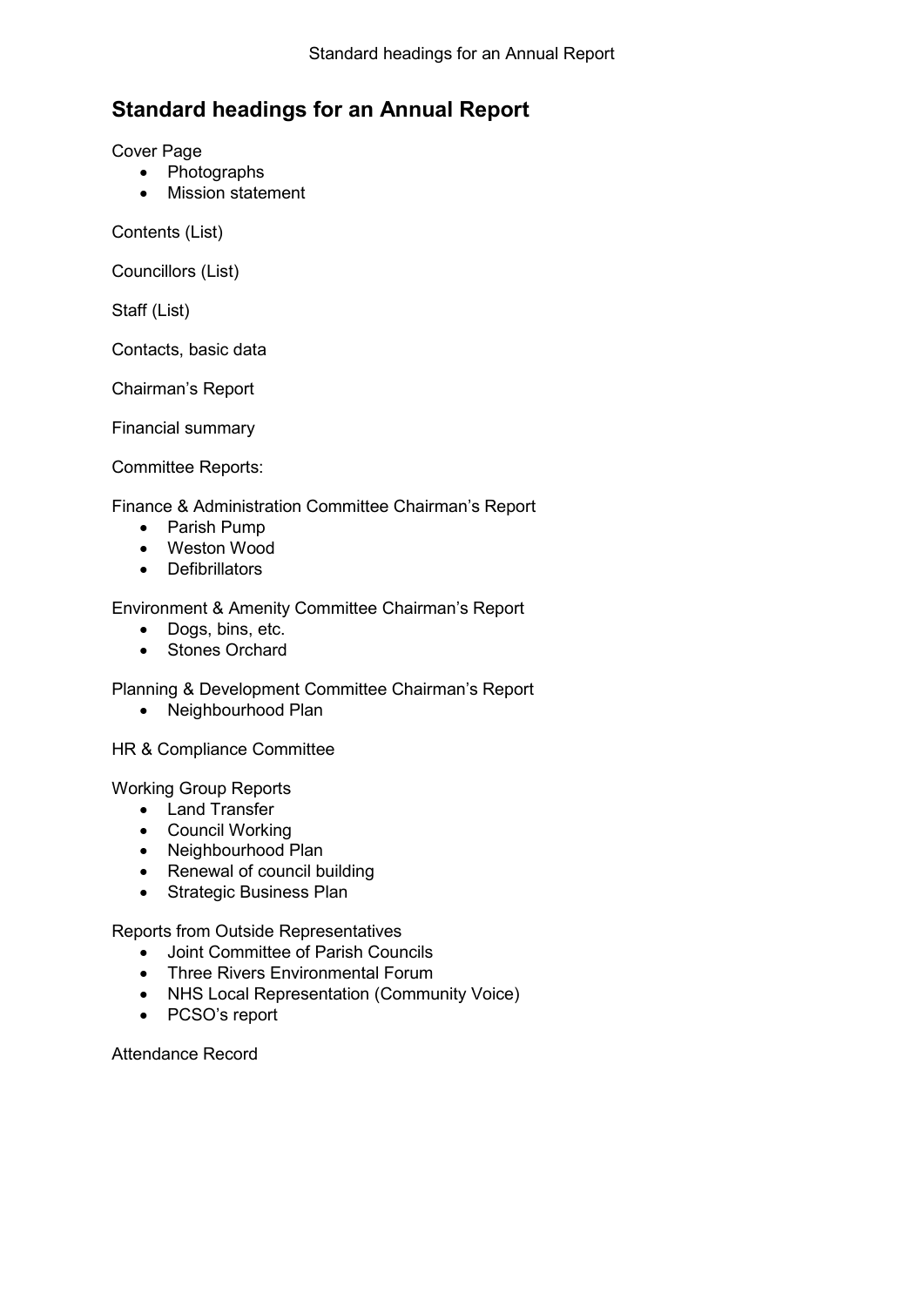## Standard headings for an Annual Report

Cover Page

- Photographs
- Mission statement

Contents (List)

Councillors (List)

Staff (List)

Contacts, basic data

Chairman's Report

Financial summary

Committee Reports:

Finance & Administration Committee Chairman's Report

- Parish Pump
- Weston Wood
- Defibrillators

Environment & Amenity Committee Chairman's Report

- Dogs, bins, etc.
- Stones Orchard

Planning & Development Committee Chairman's Report

- Neighbourhood Plan

HR & Compliance Committee

Working Group Reports

- Land Transfer
- Council Working
- Neighbourhood Plan
- Renewal of council building
- Strategic Business Plan

Reports from Outside Representatives

- Joint Committee of Parish Councils
- Three Rivers Environmental Forum
- NHS Local Representation (Community Voice)
- PCSO's report

Attendance Record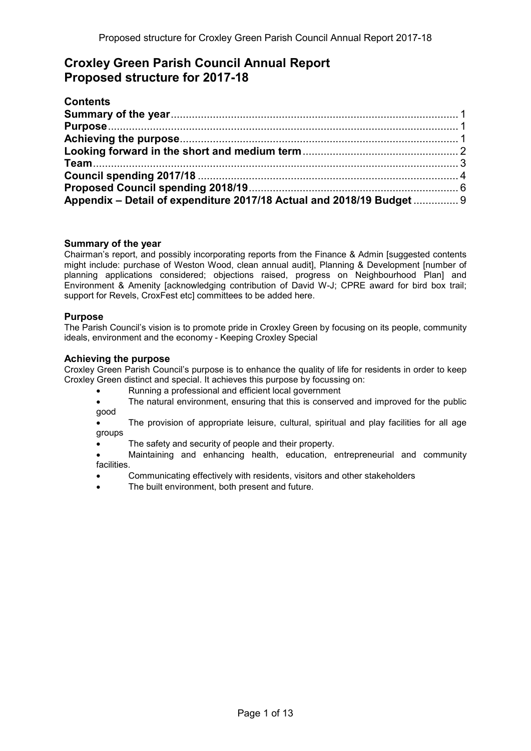# Croxley Green Parish Council Annual Report
# Proposed structure for 2017-18

## Contents

| | |
|---|---|
| **Summary of the year** | 1 |
| **Purpose** | 1 |
| **Achieving the purpose** | 1 |
| **Looking forward in the short and medium term** | 2 |
| **Team** | 3 |
| **Council spending 2017/18** | 4 |
| **Proposed Council spending 2018/19** | 6 |
| **Appendix – Detail of expenditure 2017/18 Actual and 2018/19 Budget** | 9 |

### Summary of the year

Chairman's report, and possibly incorporating reports from the Finance & Admin [suggested contents might include: purchase of Weston Wood, clean annual audit], Planning & Development [number of planning applications considered; objections raised, progress on Neighbourhood Plan] and Environment & Amenity [acknowledging contribution of David W-J; CPRE award for bird box trail; support for Revels, CroxFest etc] committees to be added here.

### Purpose

The Parish Council's vision is to promote pride in Croxley Green by focusing on its people, community ideals, environment and the economy - Keeping Croxley Special

### Achieving the purpose

Croxley Green Parish Council's purpose is to enhance the quality of life for residents in order to keep Croxley Green distinct and special. It achieves this purpose by focussing on:

- Running a professional and efficient local government
- The natural environment, ensuring that this is conserved and improved for the public good
- The provision of appropriate leisure, cultural, spiritual and play facilities for all age groups
- The safety and security of people and their property.
- Maintaining and enhancing health, education, entrepreneurial and community facilities.
- Communicating effectively with residents, visitors and other stakeholders
- The built environment, both present and future.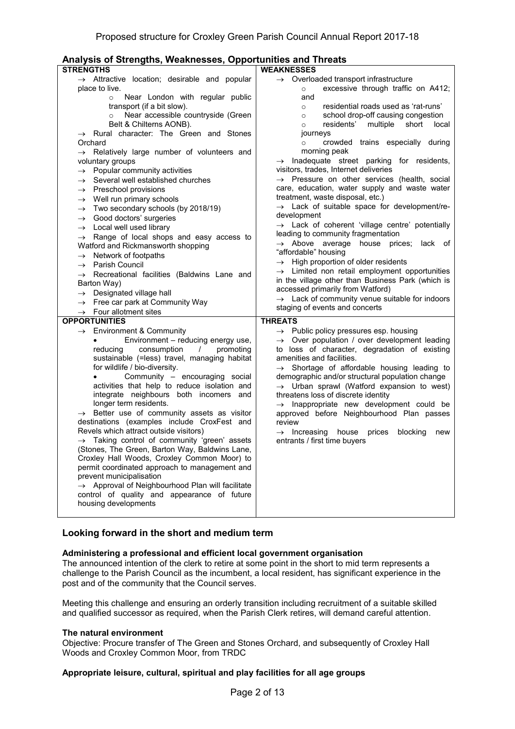## Analysis of Strengths, Weaknesses, Opportunities and Threats

| STRENGTHS | WEAKNESSES |
|---|---|
| → Attractive location; desirable and popular place to live.<br>○ Near London with regular public transport (if a bit slow).<br>○ Near accessible countryside (Green Belt & Chilterns AONB).<br>→ Rural character: The Green and Stones Orchard<br>→ Relatively large number of volunteers and voluntary groups<br>→ Popular community activities<br>→ Several well established churches<br>→ Preschool provisions<br>→ Well run primary schools<br>→ Two secondary schools (by 2018/19)<br>→ Good doctors' surgeries<br>→ Local well used library<br>→ Range of local shops and easy access to Watford and Rickmansworth shopping<br>→ Network of footpaths<br>→ Parish Council<br>→ Recreational facilities (Baldwins Lane and Barton Way)<br>→ Designated village hall<br>→ Free car park at Community Way<br>→ Four allotment sites | → Overloaded transport infrastructure<br>○ excessive through traffic on A412; and<br>○ residential roads used as 'rat-runs'<br>○ school drop-off causing congestion<br>○ residents' multiple short local journeys<br>○ crowded trains especially during morning peak<br>→ Inadequate street parking for residents, visitors, trades, Internet deliveries<br>→ Pressure on other services (health, social care, education, water supply and waste water treatment, waste disposal, etc.)<br>→ Lack of suitable space for development/re-development<br>→ Lack of coherent 'village centre' potentially leading to community fragmentation<br>→ Above average house prices; lack of "affordable" housing<br>→ High proportion of older residents<br>→ Limited non retail employment opportunities in the village other than Business Park (which is accessed primarily from Watford)<br>→ Lack of community venue suitable for indoors staging of events and concerts |
| **OPPORTUNITIES** | **THREATS** |
| → Environment & Community<br>• Environment – reducing energy use, reducing consumption / promoting sustainable (=less) travel, managing habitat for wildlife / bio-diversity.<br>• Community – encouraging social activities that help to reduce isolation and integrate neighbours both incomers and longer term residents.<br>→ Better use of community assets as visitor destinations (examples include CroxFest and Revels which attract outside visitors)<br>→ Taking control of community 'green' assets (Stones, The Green, Barton Way, Baldwins Lane, Croxley Hall Woods, Croxley Common Moor) to permit coordinated approach to management and prevent municipalisation<br>→ Approval of Neighbourhood Plan will facilitate control of quality and appearance of future housing developments | → Public policy pressures esp. housing<br>→ Over population / over development leading to loss of character, degradation of existing amenities and facilities.<br>→ Shortage of affordable housing leading to demographic and/or structural population change<br>→ Urban sprawl (Watford expansion to west) threatens loss of discrete identity<br>→ Inappropriate new development could be approved before Neighbourhood Plan passes review<br>→ Increasing house prices blocking new entrants / first time buyers |

## Looking forward in the short and medium term

### Administering a professional and efficient local government organisation

The announced intention of the clerk to retire at some point in the short to mid term represents a challenge to the Parish Council as the incumbent, a local resident, has significant experience in the post and of the community that the Council serves.

Meeting this challenge and ensuring an orderly transition including recruitment of a suitable skilled and qualified successor as required, when the Parish Clerk retires, will demand careful attention.

### The natural environment

Objective: Procure transfer of The Green and Stones Orchard, and subsequently of Croxley Hall Woods and Croxley Common Moor, from TRDC

### Appropriate leisure, cultural, spiritual and play facilities for all age groups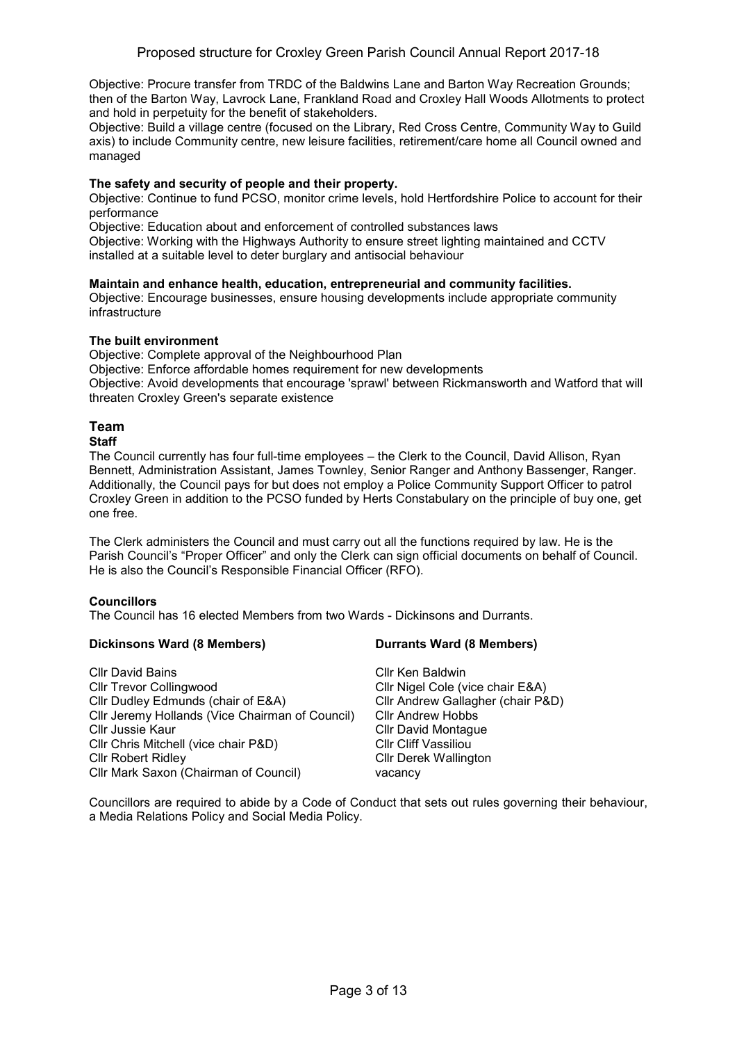Objective: Procure transfer from TRDC of the Baldwins Lane and Barton Way Recreation Grounds; then of the Barton Way, Lavrock Lane, Frankland Road and Croxley Hall Woods Allotments to protect and hold in perpetuity for the benefit of stakeholders.
Objective: Build a village centre (focused on the Library, Red Cross Centre, Community Way to Guild axis) to include Community centre, new leisure facilities, retirement/care home all Council owned and managed

**The safety and security of people and their property.**
Objective: Continue to fund PCSO, monitor crime levels, hold Hertfordshire Police to account for their performance
Objective: Education about and enforcement of controlled substances laws
Objective: Working with the Highways Authority to ensure street lighting maintained and CCTV installed at a suitable level to deter burglary and antisocial behaviour

**Maintain and enhance health, education, entrepreneurial and community facilities.**
Objective: Encourage businesses, ensure housing developments include appropriate community infrastructure

**The built environment**
Objective: Complete approval of the Neighbourhood Plan
Objective: Enforce affordable homes requirement for new developments
Objective: Avoid developments that encourage 'sprawl' between Rickmansworth and Watford that will threaten Croxley Green's separate existence

## Team

**Staff**

The Council currently has four full-time employees – the Clerk to the Council, David Allison, Ryan Bennett, Administration Assistant, James Townley, Senior Ranger and Anthony Bassenger, Ranger. Additionally, the Council pays for but does not employ a Police Community Support Officer to patrol Croxley Green in addition to the PCSO funded by Herts Constabulary on the principle of buy one, get one free.

The Clerk administers the Council and must carry out all the functions required by law. He is the Parish Council's "Proper Officer" and only the Clerk can sign official documents on behalf of Council. He is also the Council's Responsible Financial Officer (RFO).

**Councillors**

The Council has 16 elected Members from two Wards - Dickinsons and Durrants.

| **Dickinsons Ward (8 Members)** | **Durrants Ward (8 Members)** |
|---|---|
| Cllr David Bains | Cllr Ken Baldwin |
| Cllr Trevor Collingwood | Cllr Nigel Cole (vice chair E&A) |
| Cllr Dudley Edmunds (chair of E&A) | Cllr Andrew Gallagher (chair P&D) |
| Cllr Jeremy Hollands (Vice Chairman of Council) | Cllr Andrew Hobbs |
| Cllr Jussie Kaur | Cllr David Montague |
| Cllr Chris Mitchell (vice chair P&D) | Cllr Cliff Vassiliou |
| Cllr Robert Ridley | Cllr Derek Wallington |
| Cllr Mark Saxon (Chairman of Council) | vacancy |

Councillors are required to abide by a Code of Conduct that sets out rules governing their behaviour, a Media Relations Policy and Social Media Policy.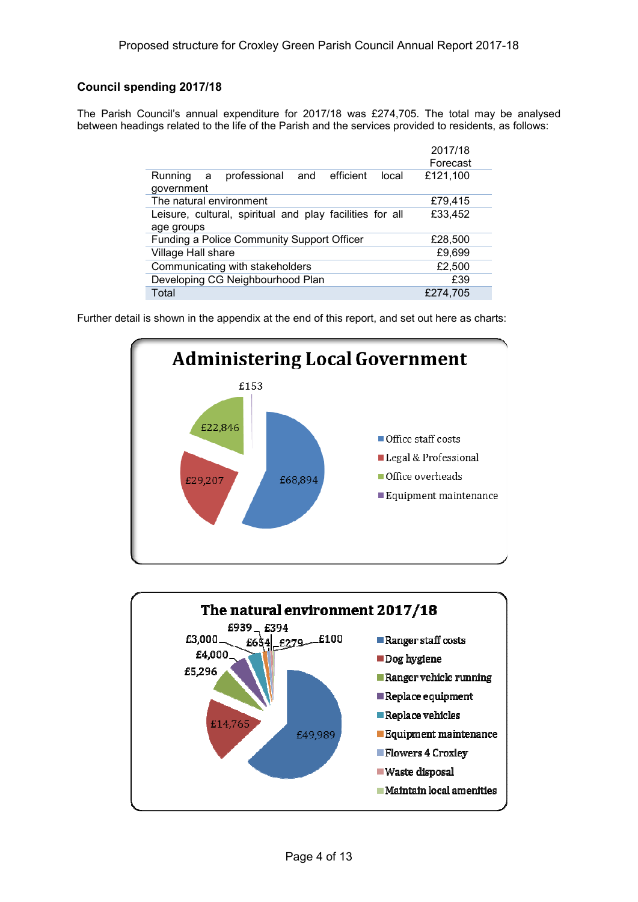## Council spending 2017/18

The Parish Council's annual expenditure for 2017/18 was £274,705. The total may be analysed between headings related to the life of the Parish and the services provided to residents, as follows:

| | 2017/18 Forecast |
|---|---|
| Running a professional and efficient local government | £121,100 |
| The natural environment | £79,415 |
| Leisure, cultural, spiritual and play facilities for all age groups | £33,452 |
| Funding a Police Community Support Officer | £28,500 |
| Village Hall share | £9,699 |
| Communicating with stakeholders | £2,500 |
| Developing CG Neighbourhood Plan | £39 |
| Total | £274,705 |

Further detail is shown in the appendix at the end of this report, and set out here as charts:

**Administering Local Government**

| Category | Amount |
|---|---|
| Office staff costs | £68,894 |
| Legal & Professional | £29,207 |
| Office overheads | £22,846 |
| Equipment maintenance | £153 |

**The natural environment 2017/18**

| Category | Amount |
|---|---|
| Ranger staff costs | £49,989 |
| Dog hygiene | £14,765 |
| Ranger vehicle running | £5,296 |
| Replace equipment | £4,000 |
| Replace vehicles | £3,000 |
| Equipment maintenance | £939 |
| Flowers 4 Croxley | £654 |
| Waste disposal | £394 |
| Maintain local amenities | £279 |
| | £100 |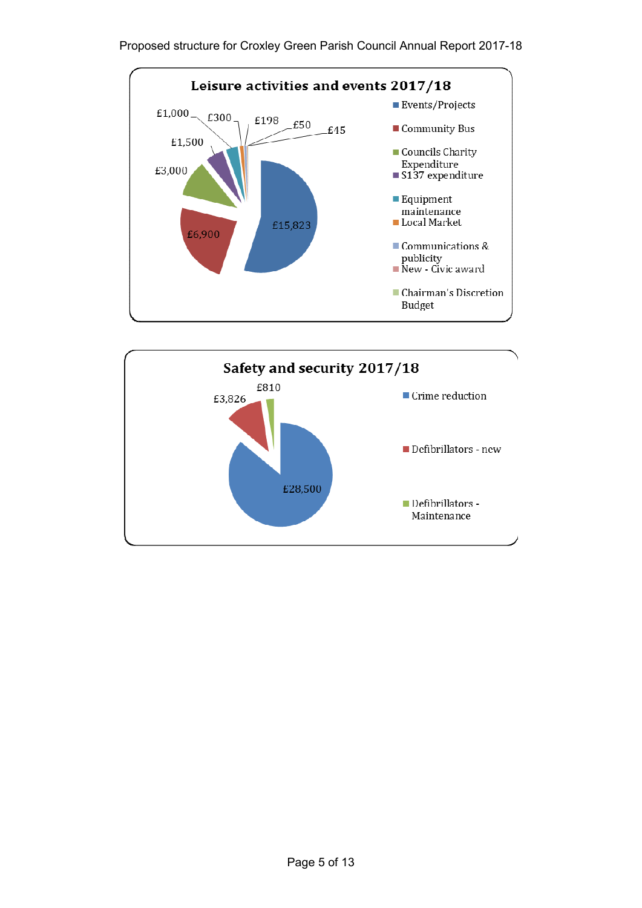## Leisure activities and events 2017/18

| Category | Amount |
|---|---|
| Events/Projects | £15,823 |
| Community Bus | £6,900 |
| Councils Charity Expenditure | £3,000 |
| S137 expenditure | £1,500 |
| Equipment maintenance | £1,000 |
| Local Market | £300 |
| Communications & publicity | £198 |
| New - Civic award | £50 |
| Chairman's Discretion Budget | £45 |

## Safety and security 2017/18

| Category | Amount |
|---|---|
| Crime reduction | £28,500 |
| Defibrillators - new | £3,826 |
| Defibrillators - Maintenance | £810 |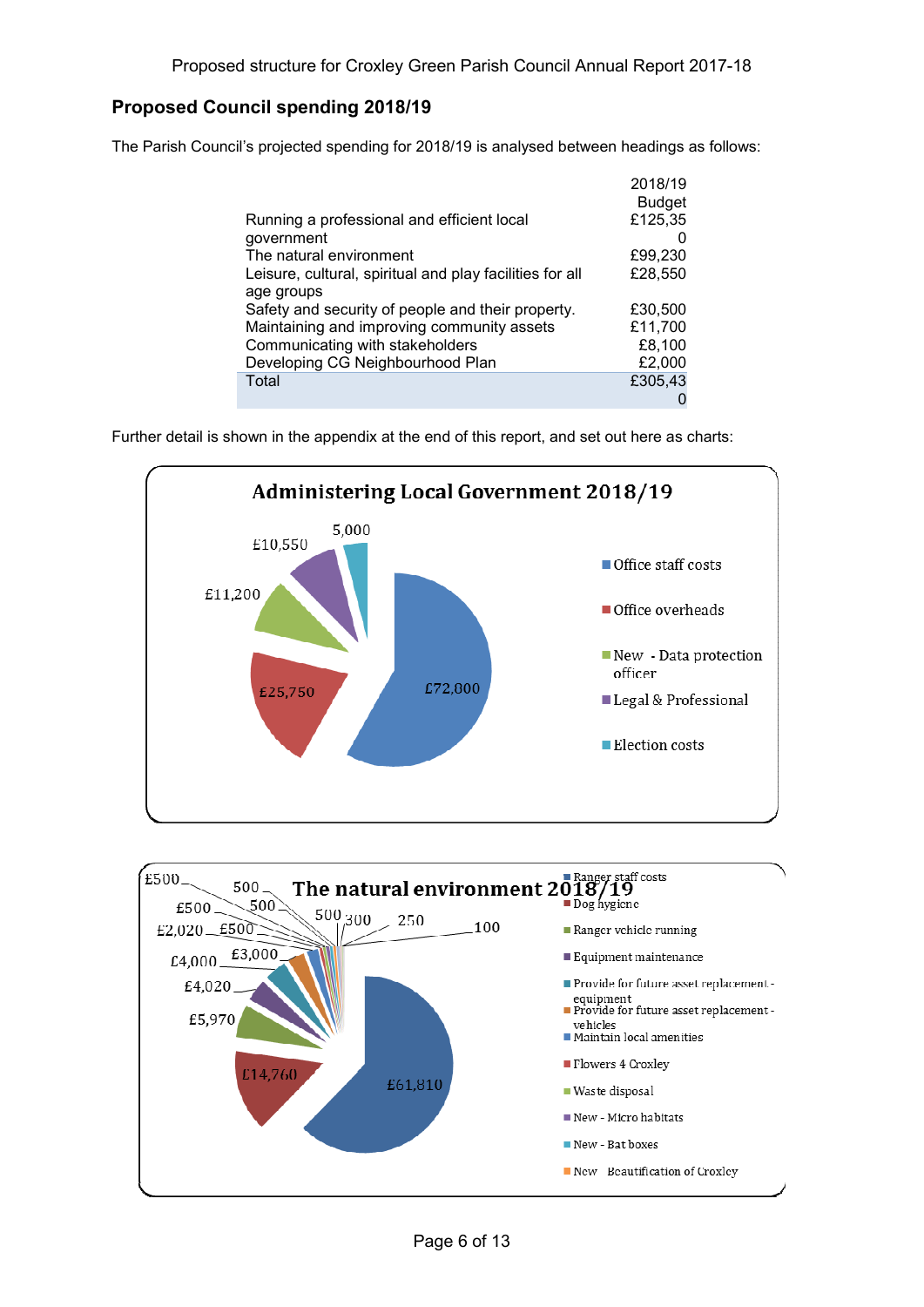## Proposed Council spending 2018/19

The Parish Council's projected spending for 2018/19 is analysed between headings as follows:

| | 2018/19 Budget |
|---|---|
| Running a professional and efficient local government | £125,350 |
| The natural environment | £99,230 |
| Leisure, cultural, spiritual and play facilities for all age groups | £28,550 |
| Safety and security of people and their property. | £30,500 |
| Maintaining and improving community assets | £11,700 |
| Communicating with stakeholders | £8,100 |
| Developing CG Neighbourhood Plan | £2,000 |
| Total | £305,430 |

Further detail is shown in the appendix at the end of this report, and set out here as charts:

**Administering Local Government 2018/19**

| Item | Amount |
|---|---|
| Office staff costs | £72,800 |
| Office overheads | £25,750 |
| New - Data protection officer | £11,200 |
| Legal & Professional | £10,550 |
| Election costs | 5,000 |

**The natural environment 2018/19**

Legend: Ranger staff costs; Dog hygiene; Ranger vehicle running; Equipment maintenance; Provide for future asset replacement - equipment; Provide for future asset replacement - vehicles; Maintain local amenities; Flowers 4 Croxley; Waste disposal; New - Micro habitats; New - Bat boxes; New - Beautification of Croxley

Values shown: £61,810; £14,760; £5,970; £4,020; £4,000; £3,000; £2,020; £500; £500; £500; 500; 500; 500; 300; 250; 100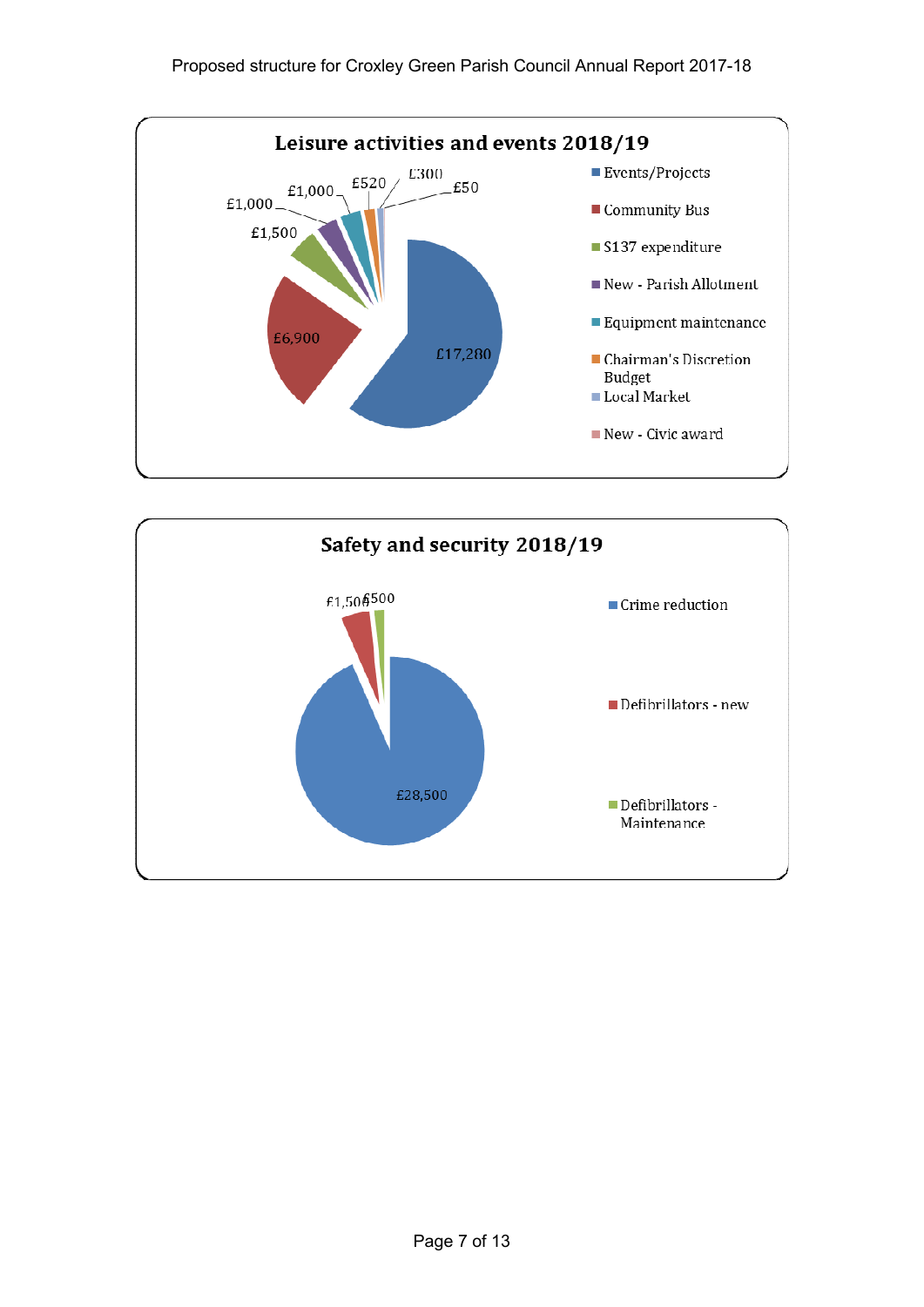## Leisure activities and events 2018/19

| Category | Amount |
|---|---|
| Events/Projects | £17,280 |
| Community Bus | £6,900 |
| S137 expenditure | £1,500 |
| New - Parish Allotment | £1,000 |
| Equipment maintenance | £1,000 |
| Chairman's Discretion Budget | £520 |
| Local Market | £300 |
| New - Civic award | £50 |

## Safety and security 2018/19

| Category | Amount |
|---|---|
| Crime reduction | £28,500 |
| Defibrillators - new | £1,500 |
| Defibrillators - Maintenance | £500 |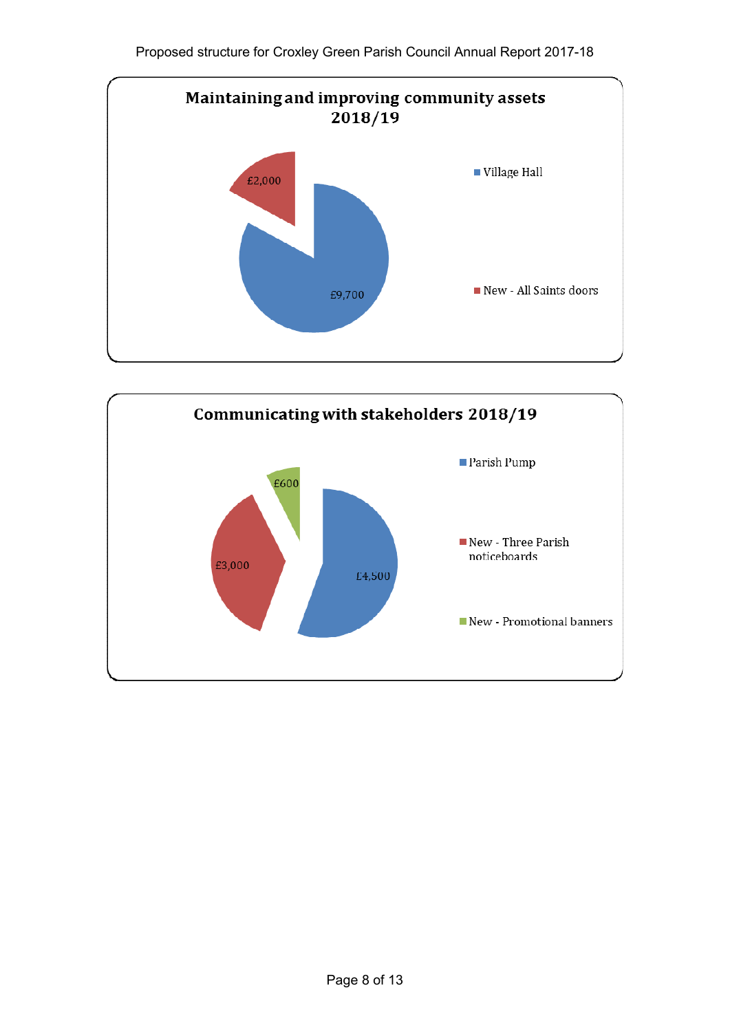## Maintaining and improving community assets 2018/19

| Item | Amount |
| --- | --- |
| Village Hall | £9,700 |
| New - All Saints doors | £2,000 |

## Communicating with stakeholders 2018/19

| Item | Amount |
| --- | --- |
| Parish Pump | £4,500 |
| New - Three Parish noticeboards | £3,000 |
| New - Promotional banners | £600 |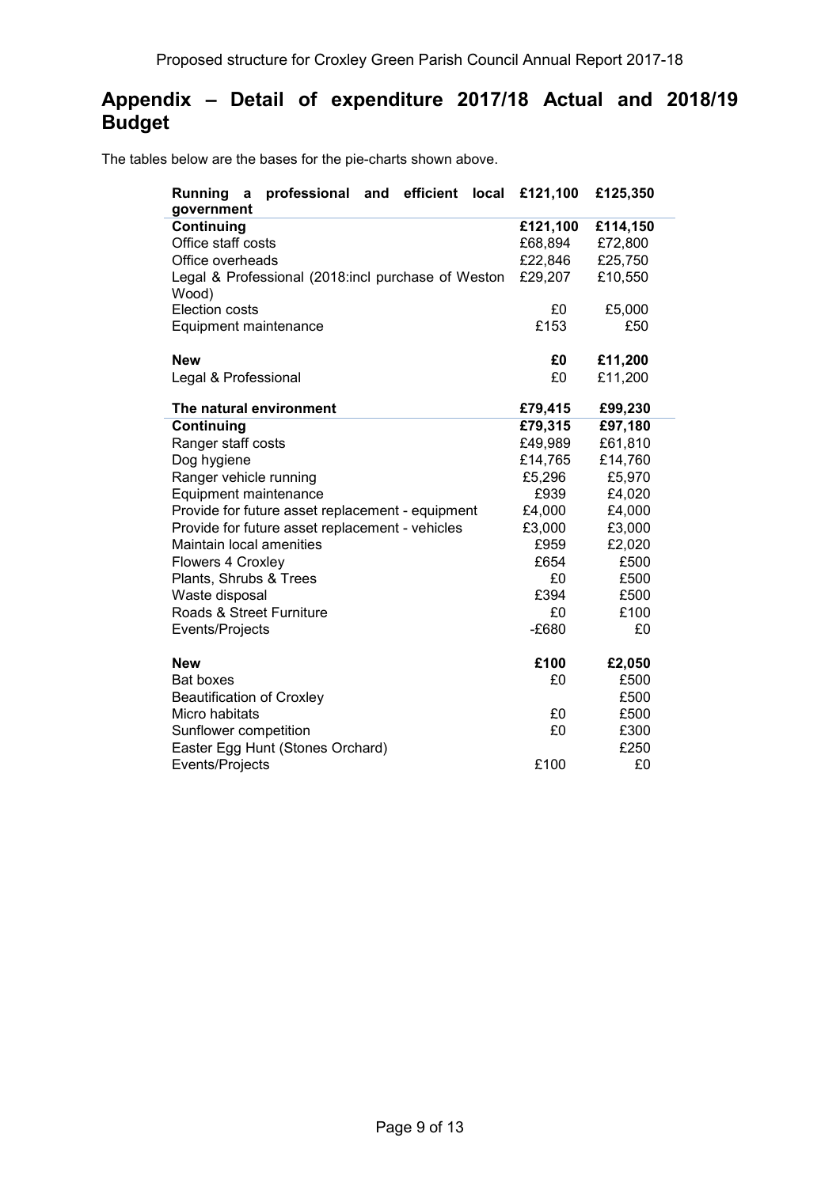## Appendix – Detail of expenditure 2017/18 Actual and 2018/19 Budget

The tables below are the bases for the pie-charts shown above.

| **Running a professional and efficient local government** | **£121,100** | **£125,350** |
|---|---|---|
| **Continuing** | **£121,100** | **£114,150** |
| Office staff costs | £68,894 | £72,800 |
| Office overheads | £22,846 | £25,750 |
| Legal & Professional (2018:incl purchase of Weston Wood) | £29,207 | £10,550 |
| Election costs | £0 | £5,000 |
| Equipment maintenance | £153 | £50 |
| | | |
| **New** | **£0** | **£11,200** |
| Legal & Professional | £0 | £11,200 |

| **The natural environment** | **£79,415** | **£99,230** |
|---|---|---|
| **Continuing** | **£79,315** | **£97,180** |
| Ranger staff costs | £49,989 | £61,810 |
| Dog hygiene | £14,765 | £14,760 |
| Ranger vehicle running | £5,296 | £5,970 |
| Equipment maintenance | £939 | £4,020 |
| Provide for future asset replacement - equipment | £4,000 | £4,000 |
| Provide for future asset replacement - vehicles | £3,000 | £3,000 |
| Maintain local amenities | £959 | £2,020 |
| Flowers 4 Croxley | £654 | £500 |
| Plants, Shrubs & Trees | £0 | £500 |
| Waste disposal | £394 | £500 |
| Roads & Street Furniture | £0 | £100 |
| Events/Projects | -£680 | £0 |
| | | |
| **New** | **£100** | **£2,050** |
| Bat boxes | £0 | £500 |
| Beautification of Croxley | | £500 |
| Micro habitats | £0 | £500 |
| Sunflower competition | £0 | £300 |
| Easter Egg Hunt (Stones Orchard) | | £250 |
| Events/Projects | £100 | £0 |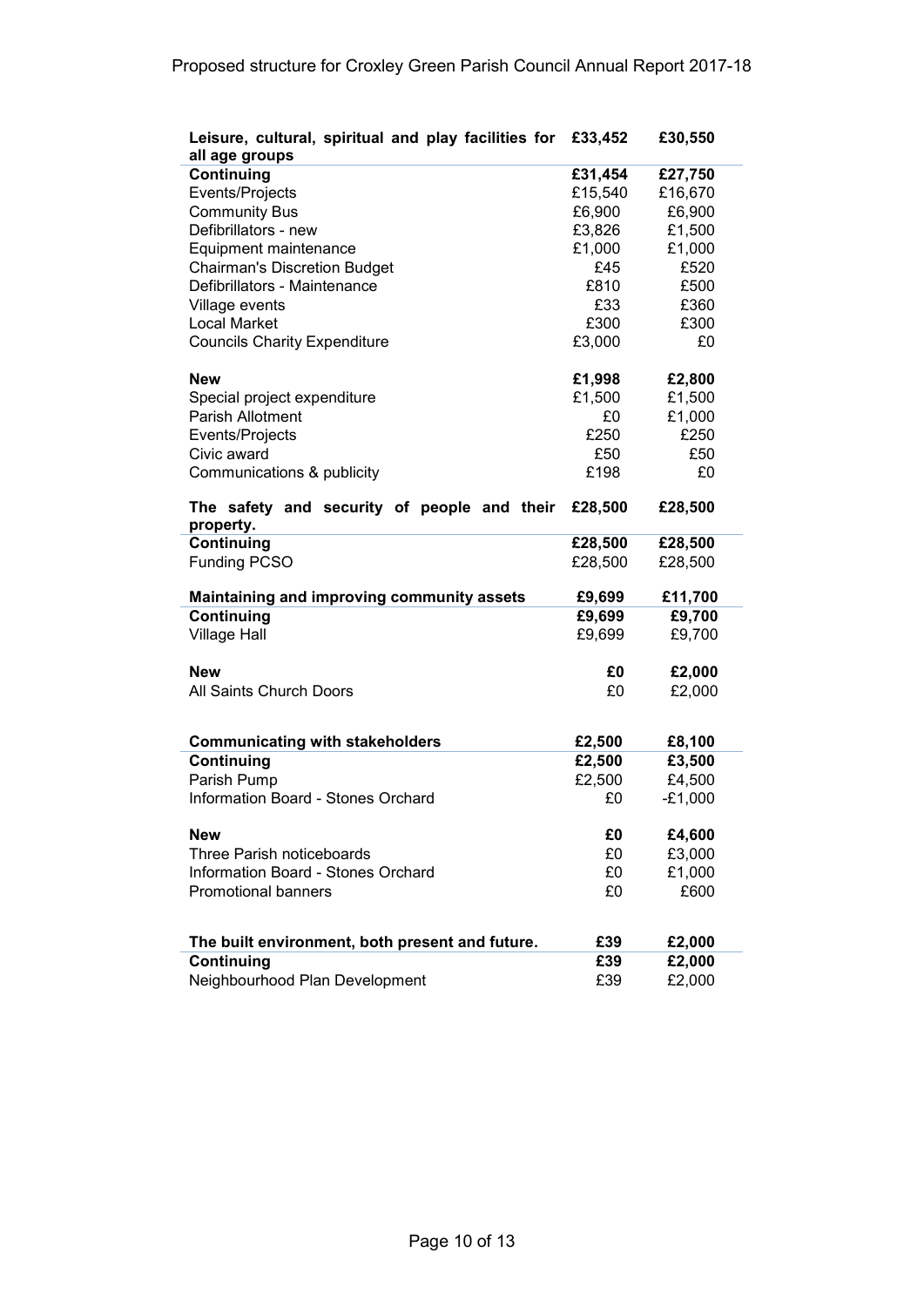| | | |
|---|---|---|
| **Leisure, cultural, spiritual and play facilities for all age groups** | **£33,452** | **£30,550** |
| **Continuing** | **£31,454** | **£27,750** |
| Events/Projects | £15,540 | £16,670 |
| Community Bus | £6,900 | £6,900 |
| Defibrillators - new | £3,826 | £1,500 |
| Equipment maintenance | £1,000 | £1,000 |
| Chairman's Discretion Budget | £45 | £520 |
| Defibrillators - Maintenance | £810 | £500 |
| Village events | £33 | £360 |
| Local Market | £300 | £300 |
| Councils Charity Expenditure | £3,000 | £0 |
| | | |
| **New** | **£1,998** | **£2,800** |
| Special project expenditure | £1,500 | £1,500 |
| Parish Allotment | £0 | £1,000 |
| Events/Projects | £250 | £250 |
| Civic award | £50 | £50 |
| Communications & publicity | £198 | £0 |
| | | |
| **The safety and security of people and their property.** | **£28,500** | **£28,500** |
| **Continuing** | **£28,500** | **£28,500** |
| Funding PCSO | £28,500 | £28,500 |
| | | |
| **Maintaining and improving community assets** | **£9,699** | **£11,700** |
| **Continuing** | **£9,699** | **£9,700** |
| Village Hall | £9,699 | £9,700 |
| | | |
| **New** | **£0** | **£2,000** |
| All Saints Church Doors | £0 | £2,000 |
| | | |
| **Communicating with stakeholders** | **£2,500** | **£8,100** |
| **Continuing** | **£2,500** | **£3,500** |
| Parish Pump | £2,500 | £4,500 |
| Information Board - Stones Orchard | £0 | -£1,000 |
| | | |
| **New** | **£0** | **£4,600** |
| Three Parish noticeboards | £0 | £3,000 |
| Information Board - Stones Orchard | £0 | £1,000 |
| Promotional banners | £0 | £600 |
| | | |
| **The built environment, both present and future.** | **£39** | **£2,000** |
| **Continuing** | **£39** | **£2,000** |
| Neighbourhood Plan Development | £39 | £2,000 |